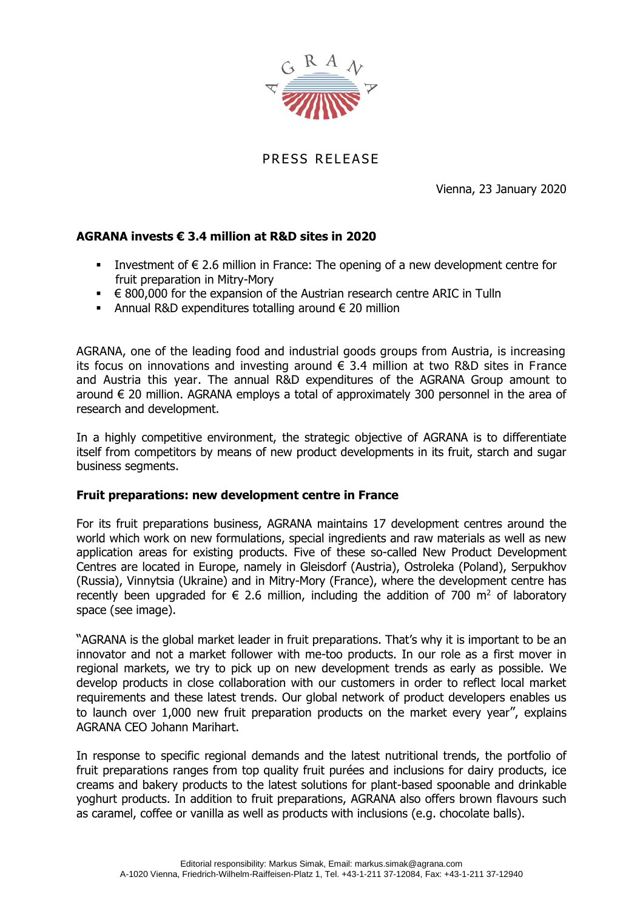PRESS RELEASE

Vienna, 23 January 2020

**AGRANA invests € 3.4 million at R&D sites in 2020**

- Investment of € 2.6 million in France: The opening of a new development centre for fruit preparation in Mitry-Mory
- € 800,000 for the expansion of the Austrian research centre ARIC in Tulln
- Annual R&D expenditures totalling around € 20 million

AGRANA, one of the leading food and industrial goods groups from Austria, is increasing its focus on innovations and investing around € 3.4 million at two R&D sites in France and Austria this year. The annual R&D expenditures of the AGRANA Group amount to around € 20 million. AGRANA employs a total of approximately 300 personnel in the area of research and development.

In a highly competitive environment, the strategic objective of AGRANA is to differentiate itself from competitors by means of new product developments in its fruit, starch and sugar business segments.

**Fruit preparations: new development centre in France**

For its fruit preparations business, AGRANA maintains 17 development centres around the world which work on new formulations, special ingredients and raw materials as well as new application areas for existing products. Five of these so-called New Product Development Centres are located in Europe, namely in Gleisdorf (Austria), Ostroleka (Poland), Serpukhov (Russia), Vinnytsia (Ukraine) and in Mitry-Mory (France), where the development centre has recently been upgraded for € 2.6 million, including the addition of 700 m$^2$ of laboratory space (see image).

"AGRANA is the global market leader in fruit preparations. That's why it is important to be an innovator and not a market follower with me-too products. In our role as a first mover in regional markets, we try to pick up on new development trends as early as possible. We develop products in close collaboration with our customers in order to reflect local market requirements and these latest trends. Our global network of product developers enables us to launch over 1,000 new fruit preparation products on the market every year", explains AGRANA CEO Johann Marihart.

In response to specific regional demands and the latest nutritional trends, the portfolio of fruit preparations ranges from top quality fruit purées and inclusions for dairy products, ice creams and bakery products to the latest solutions for plant-based spoonable and drinkable yoghurt products. In addition to fruit preparations, AGRANA also offers brown flavours such as caramel, coffee or vanilla as well as products with inclusions (e.g. chocolate balls).

Editorial responsibility: Markus Simak, Email: markus.simak@agrana.com
A-1020 Vienna, Friedrich-Wilhelm-Raiffeisen-Platz 1, Tel. +43-1-211 37-12084, Fax: +43-1-211 37-12940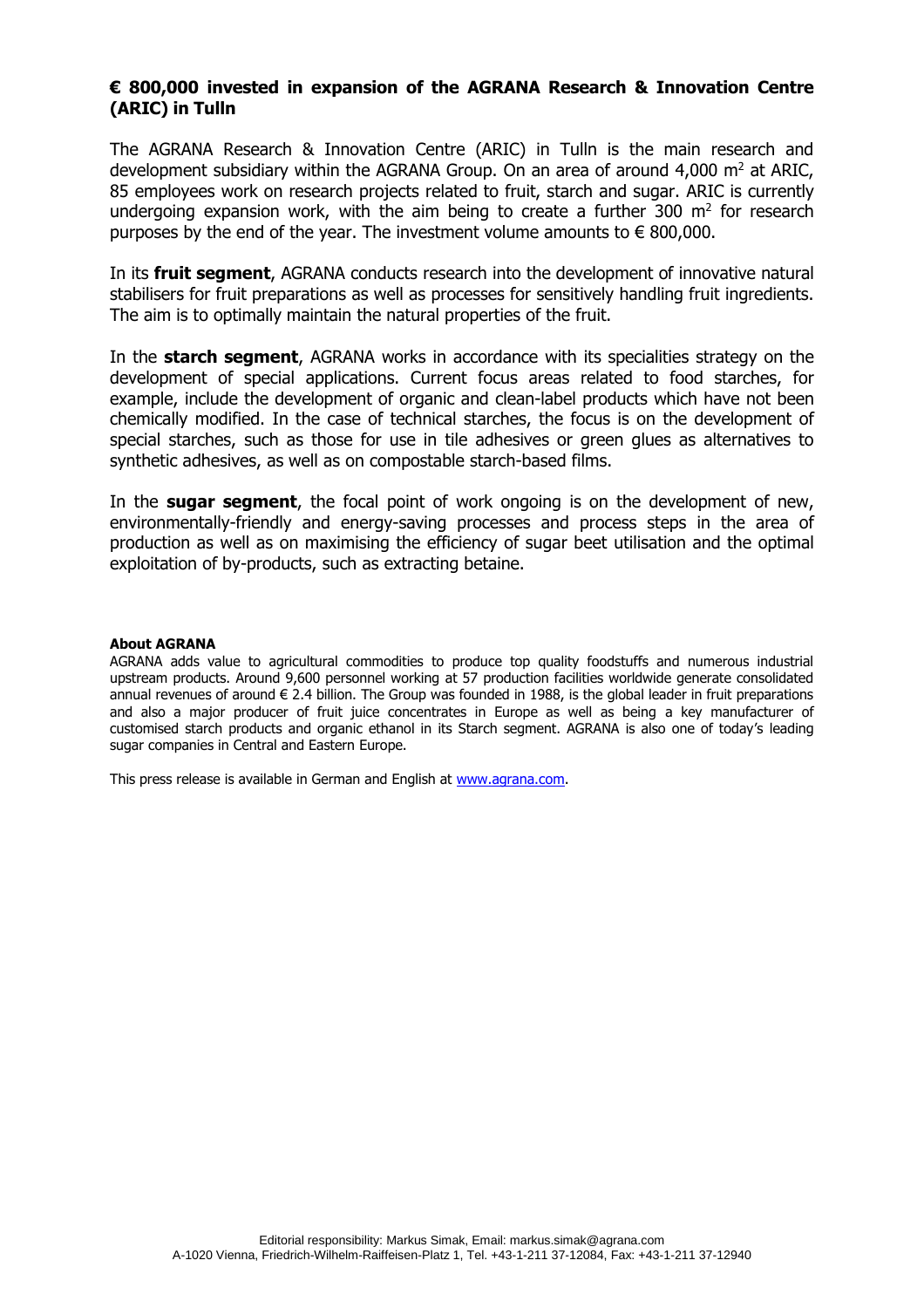## € 800,000 invested in expansion of the AGRANA Research & Innovation Centre (ARIC) in Tulln

The AGRANA Research & Innovation Centre (ARIC) in Tulln is the main research and development subsidiary within the AGRANA Group. On an area of around 4,000 $m^2$ at ARIC, 85 employees work on research projects related to fruit, starch and sugar. ARIC is currently undergoing expansion work, with the aim being to create a further 300 $m^2$ for research purposes by the end of the year. The investment volume amounts to € 800,000.

In its **fruit segment**, AGRANA conducts research into the development of innovative natural stabilisers for fruit preparations as well as processes for sensitively handling fruit ingredients. The aim is to optimally maintain the natural properties of the fruit.

In the **starch segment**, AGRANA works in accordance with its specialities strategy on the development of special applications. Current focus areas related to food starches, for example, include the development of organic and clean-label products which have not been chemically modified. In the case of technical starches, the focus is on the development of special starches, such as those for use in tile adhesives or green glues as alternatives to synthetic adhesives, as well as on compostable starch-based films.

In the **sugar segment**, the focal point of work ongoing is on the development of new, environmentally-friendly and energy-saving processes and process steps in the area of production as well as on maximising the efficiency of sugar beet utilisation and the optimal exploitation of by-products, such as extracting betaine.

**About AGRANA**

AGRANA adds value to agricultural commodities to produce top quality foodstuffs and numerous industrial upstream products. Around 9,600 personnel working at 57 production facilities worldwide generate consolidated annual revenues of around € 2.4 billion. The Group was founded in 1988, is the global leader in fruit preparations and also a major producer of fruit juice concentrates in Europe as well as being a key manufacturer of customised starch products and organic ethanol in its Starch segment. AGRANA is also one of today's leading sugar companies in Central and Eastern Europe.

This press release is available in German and English at www.agrana.com.

Editorial responsibility: Markus Simak, Email: markus.simak@agrana.com
A-1020 Vienna, Friedrich-Wilhelm-Raiffeisen-Platz 1, Tel. +43-1-211 37-12084, Fax: +43-1-211 37-12940